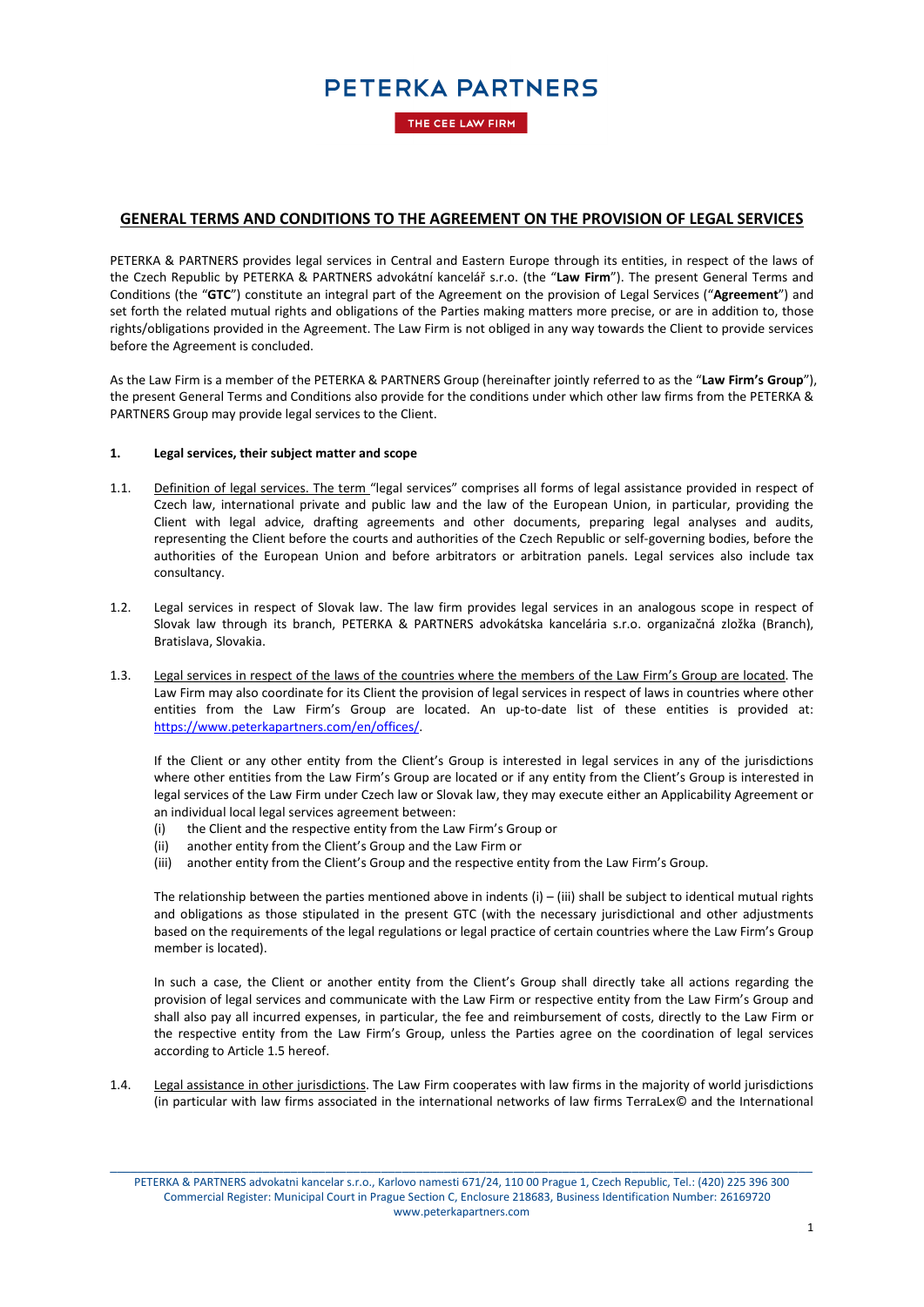# PETERKA PARTNERS

THE CEE LAW FIRM

## GENERAL TERMS AND CONDITIONS TO THE AGREEMENT ON THE PROVISION OF LEGAL SERVICES

PETERKA & PARTNERS provides legal services in Central and Eastern Europe through its entities, in respect of the laws of the Czech Republic by PETERKA & PARTNERS advokátní kancelář s.r.o. (the "**Law Firm**"). The present General Terms and Conditions (the "**GTC**") constitute an integral part of the Agreement on the provision of Legal Services ("**Agreement**") and set forth the related mutual rights and obligations of the Parties making matters more precise, or are in addition to, those rights/obligations provided in the Agreement. The Law Firm is not obliged in any way towards the Client to provide services before the Agreement is concluded.

As the Law Firm is a member of the PETERKA & PARTNERS Group (hereinafter jointly referred to as the "**Law Firm's Group**"), the present General Terms and Conditions also provide for the conditions under which other law firms from the PETERKA & PARTNERS Group may provide legal services to the Client.

### 1. Legal services, their subject matter and scope

1.1. Definition of legal services. The term "legal services" comprises all forms of legal assistance provided in respect of Czech law, international private and public law and the law of the European Union, in particular, providing the Client with legal advice, drafting agreements and other documents, preparing legal analyses and audits, representing the Client before the courts and authorities of the Czech Republic or self-governing bodies, before the authorities of the European Union and before arbitrators or arbitration panels. Legal services also include tax consultancy.

1.2. Legal services in respect of Slovak law. The law firm provides legal services in an analogous scope in respect of Slovak law through its branch, PETERKA & PARTNERS advokátska kancelária s.r.o. organizačná zložka (Branch), Bratislava, Slovakia.

1.3. Legal services in respect of the laws of the countries where the members of the Law Firm's Group are located. The Law Firm may also coordinate for its Client the provision of legal services in respect of laws in countries where other entities from the Law Firm's Group are located. An up-to-date list of these entities is provided at: https://www.peterkapartners.com/en/offices/.

If the Client or any other entity from the Client's Group is interested in legal services in any of the jurisdictions where other entities from the Law Firm's Group are located or if any entity from the Client's Group is interested in legal services of the Law Firm under Czech law or Slovak law, they may execute either an Applicability Agreement or an individual local legal services agreement between:

(i) the Client and the respective entity from the Law Firm's Group or
(ii) another entity from the Client's Group and the Law Firm or
(iii) another entity from the Client's Group and the respective entity from the Law Firm's Group.

The relationship between the parties mentioned above in indents (i) – (iii) shall be subject to identical mutual rights and obligations as those stipulated in the present GTC (with the necessary jurisdictional and other adjustments based on the requirements of the legal regulations or legal practice of certain countries where the Law Firm's Group member is located).

In such a case, the Client or another entity from the Client's Group shall directly take all actions regarding the provision of legal services and communicate with the Law Firm or respective entity from the Law Firm's Group and shall also pay all incurred expenses, in particular, the fee and reimbursement of costs, directly to the Law Firm or the respective entity from the Law Firm's Group, unless the Parties agree on the coordination of legal services according to Article 1.5 hereof.

1.4. Legal assistance in other jurisdictions. The Law Firm cooperates with law firms in the majority of world jurisdictions (in particular with law firms associated in the international networks of law firms TerraLex© and the International

PETERKA & PARTNERS advokatni kancelar s.r.o., Karlovo namesti 671/24, 110 00 Prague 1, Czech Republic, Tel.: (420) 225 396 300
Commercial Register: Municipal Court in Prague Section C, Enclosure 218683, Business Identification Number: 26169720
www.peterkapartners.com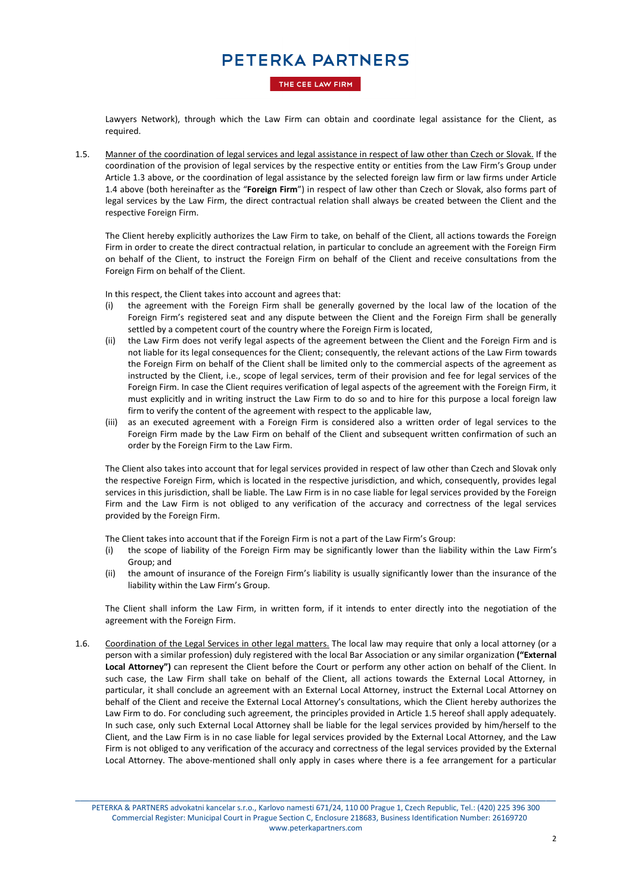Lawyers Network), through which the Law Firm can obtain and coordinate legal assistance for the Client, as required.

1.5. Manner of the coordination of legal services and legal assistance in respect of law other than Czech or Slovak. If the coordination of the provision of legal services by the respective entity or entities from the Law Firm's Group under Article 1.3 above, or the coordination of legal assistance by the selected foreign law firm or law firms under Article 1.4 above (both hereinafter as the "**Foreign Firm**") in respect of law other than Czech or Slovak, also forms part of legal services by the Law Firm, the direct contractual relation shall always be created between the Client and the respective Foreign Firm.

The Client hereby explicitly authorizes the Law Firm to take, on behalf of the Client, all actions towards the Foreign Firm in order to create the direct contractual relation, in particular to conclude an agreement with the Foreign Firm on behalf of the Client, to instruct the Foreign Firm on behalf of the Client and receive consultations from the Foreign Firm on behalf of the Client.

In this respect, the Client takes into account and agrees that:

(i) the agreement with the Foreign Firm shall be generally governed by the local law of the location of the Foreign Firm's registered seat and any dispute between the Client and the Foreign Firm shall be generally settled by a competent court of the country where the Foreign Firm is located,

(ii) the Law Firm does not verify legal aspects of the agreement between the Client and the Foreign Firm and is not liable for its legal consequences for the Client; consequently, the relevant actions of the Law Firm towards the Foreign Firm on behalf of the Client shall be limited only to the commercial aspects of the agreement as instructed by the Client, i.e., scope of legal services, term of their provision and fee for legal services of the Foreign Firm. In case the Client requires verification of legal aspects of the agreement with the Foreign Firm, it must explicitly and in writing instruct the Law Firm to do so and to hire for this purpose a local foreign law firm to verify the content of the agreement with respect to the applicable law,

(iii) as an executed agreement with a Foreign Firm is considered also a written order of legal services to the Foreign Firm made by the Law Firm on behalf of the Client and subsequent written confirmation of such an order by the Foreign Firm to the Law Firm.

The Client also takes into account that for legal services provided in respect of law other than Czech and Slovak only the respective Foreign Firm, which is located in the respective jurisdiction, and which, consequently, provides legal services in this jurisdiction, shall be liable. The Law Firm is in no case liable for legal services provided by the Foreign Firm and the Law Firm is not obliged to any verification of the accuracy and correctness of the legal services provided by the Foreign Firm.

The Client takes into account that if the Foreign Firm is not a part of the Law Firm's Group:

(i) the scope of liability of the Foreign Firm may be significantly lower than the liability within the Law Firm's Group; and

(ii) the amount of insurance of the Foreign Firm's liability is usually significantly lower than the insurance of the liability within the Law Firm's Group.

The Client shall inform the Law Firm, in written form, if it intends to enter directly into the negotiation of the agreement with the Foreign Firm.

1.6. Coordination of the Legal Services in other legal matters. The local law may require that only a local attorney (or a person with a similar profession) duly registered with the local Bar Association or any similar organization **("External Local Attorney")** can represent the Client before the Court or perform any other action on behalf of the Client. In such case, the Law Firm shall take on behalf of the Client, all actions towards the External Local Attorney, in particular, it shall conclude an agreement with an External Local Attorney, instruct the External Local Attorney on behalf of the Client and receive the External Local Attorney's consultations, which the Client hereby authorizes the Law Firm to do. For concluding such agreement, the principles provided in Article 1.5 hereof shall apply adequately. In such case, only such External Local Attorney shall be liable for the legal services provided by him/herself to the Client, and the Law Firm is in no case liable for legal services provided by the External Local Attorney, and the Law Firm is not obliged to any verification of the accuracy and correctness of the legal services provided by the External Local Attorney. The above-mentioned shall only apply in cases where there is a fee arrangement for a particular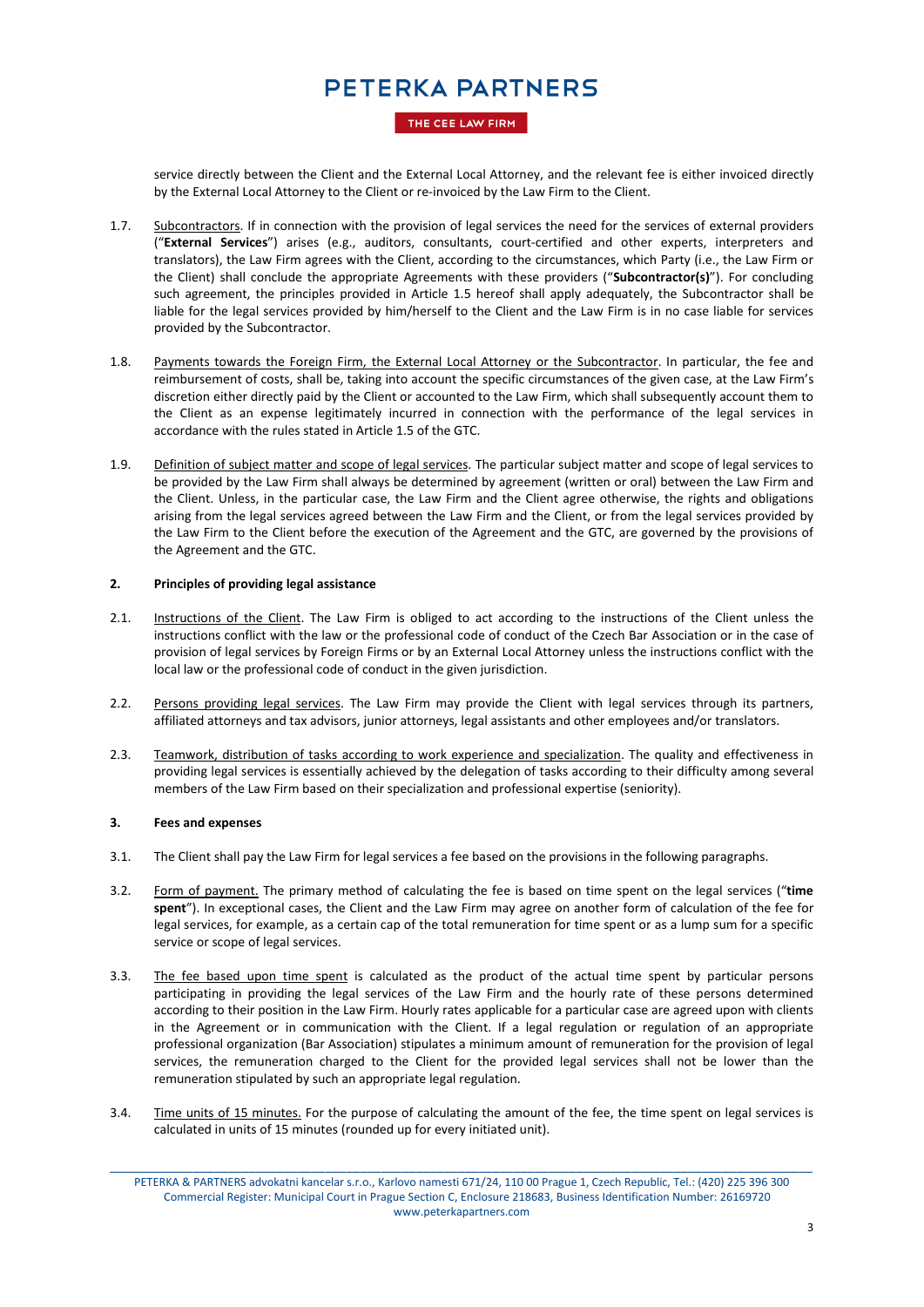service directly between the Client and the External Local Attorney, and the relevant fee is either invoiced directly by the External Local Attorney to the Client or re-invoiced by the Law Firm to the Client.

1.7. Subcontractors. If in connection with the provision of legal services the need for the services of external providers ("**External Services**") arises (e.g., auditors, consultants, court-certified and other experts, interpreters and translators), the Law Firm agrees with the Client, according to the circumstances, which Party (i.e., the Law Firm or the Client) shall conclude the appropriate Agreements with these providers ("**Subcontractor(s)**"). For concluding such agreement, the principles provided in Article 1.5 hereof shall apply adequately, the Subcontractor shall be liable for the legal services provided by him/herself to the Client and the Law Firm is in no case liable for services provided by the Subcontractor.

1.8. Payments towards the Foreign Firm, the External Local Attorney or the Subcontractor. In particular, the fee and reimbursement of costs, shall be, taking into account the specific circumstances of the given case, at the Law Firm's discretion either directly paid by the Client or accounted to the Law Firm, which shall subsequently account them to the Client as an expense legitimately incurred in connection with the performance of the legal services in accordance with the rules stated in Article 1.5 of the GTC.

1.9. Definition of subject matter and scope of legal services. The particular subject matter and scope of legal services to be provided by the Law Firm shall always be determined by agreement (written or oral) between the Law Firm and the Client. Unless, in the particular case, the Law Firm and the Client agree otherwise, the rights and obligations arising from the legal services agreed between the Law Firm and the Client, or from the legal services provided by the Law Firm to the Client before the execution of the Agreement and the GTC, are governed by the provisions of the Agreement and the GTC.

## 2. Principles of providing legal assistance

2.1. Instructions of the Client. The Law Firm is obliged to act according to the instructions of the Client unless the instructions conflict with the law or the professional code of conduct of the Czech Bar Association or in the case of provision of legal services by Foreign Firms or by an External Local Attorney unless the instructions conflict with the local law or the professional code of conduct in the given jurisdiction.

2.2. Persons providing legal services. The Law Firm may provide the Client with legal services through its partners, affiliated attorneys and tax advisors, junior attorneys, legal assistants and other employees and/or translators.

2.3. Teamwork, distribution of tasks according to work experience and specialization. The quality and effectiveness in providing legal services is essentially achieved by the delegation of tasks according to their difficulty among several members of the Law Firm based on their specialization and professional expertise (seniority).

## 3. Fees and expenses

3.1. The Client shall pay the Law Firm for legal services a fee based on the provisions in the following paragraphs.

3.2. Form of payment. The primary method of calculating the fee is based on time spent on the legal services ("**time spent**"). In exceptional cases, the Client and the Law Firm may agree on another form of calculation of the fee for legal services, for example, as a certain cap of the total remuneration for time spent or as a lump sum for a specific service or scope of legal services.

3.3. The fee based upon time spent is calculated as the product of the actual time spent by particular persons participating in providing the legal services of the Law Firm and the hourly rate of these persons determined according to their position in the Law Firm. Hourly rates applicable for a particular case are agreed upon with clients in the Agreement or in communication with the Client. If a legal regulation or regulation of an appropriate professional organization (Bar Association) stipulates a minimum amount of remuneration for the provision of legal services, the remuneration charged to the Client for the provided legal services shall not be lower than the remuneration stipulated by such an appropriate legal regulation.

3.4. Time units of 15 minutes. For the purpose of calculating the amount of the fee, the time spent on legal services is calculated in units of 15 minutes (rounded up for every initiated unit).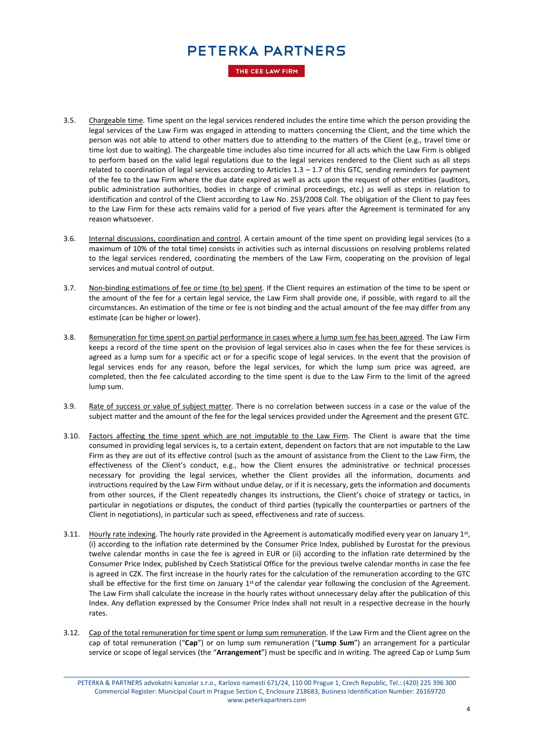3.5. Chargeable time. Time spent on the legal services rendered includes the entire time which the person providing the legal services of the Law Firm was engaged in attending to matters concerning the Client, and the time which the person was not able to attend to other matters due to attending to the matters of the Client (e.g., travel time or time lost due to waiting). The chargeable time includes also time incurred for all acts which the Law Firm is obliged to perform based on the valid legal regulations due to the legal services rendered to the Client such as all steps related to coordination of legal services according to Articles 1.3 – 1.7 of this GTC, sending reminders for payment of the fee to the Law Firm where the due date expired as well as acts upon the request of other entities (auditors, public administration authorities, bodies in charge of criminal proceedings, etc.) as well as steps in relation to identification and control of the Client according to Law No. 253/2008 Coll. The obligation of the Client to pay fees to the Law Firm for these acts remains valid for a period of five years after the Agreement is terminated for any reason whatsoever.

3.6. Internal discussions, coordination and control. A certain amount of the time spent on providing legal services (to a maximum of 10% of the total time) consists in activities such as internal discussions on resolving problems related to the legal services rendered, coordinating the members of the Law Firm, cooperating on the provision of legal services and mutual control of output.

3.7. Non-binding estimations of fee or time (to be) spent. If the Client requires an estimation of the time to be spent or the amount of the fee for a certain legal service, the Law Firm shall provide one, if possible, with regard to all the circumstances. An estimation of the time or fee is not binding and the actual amount of the fee may differ from any estimate (can be higher or lower).

3.8. Remuneration for time spent on partial performance in cases where a lump sum fee has been agreed. The Law Firm keeps a record of the time spent on the provision of legal services also in cases when the fee for these services is agreed as a lump sum for a specific act or for a specific scope of legal services. In the event that the provision of legal services ends for any reason, before the legal services, for which the lump sum price was agreed, are completed, then the fee calculated according to the time spent is due to the Law Firm to the limit of the agreed lump sum.

3.9. Rate of success or value of subject matter. There is no correlation between success in a case or the value of the subject matter and the amount of the fee for the legal services provided under the Agreement and the present GTC.

3.10. Factors affecting the time spent which are not imputable to the Law Firm. The Client is aware that the time consumed in providing legal services is, to a certain extent, dependent on factors that are not imputable to the Law Firm as they are out of its effective control (such as the amount of assistance from the Client to the Law Firm, the effectiveness of the Client's conduct, e.g., how the Client ensures the administrative or technical processes necessary for providing the legal services, whether the Client provides all the information, documents and instructions required by the Law Firm without undue delay, or if it is necessary, gets the information and documents from other sources, if the Client repeatedly changes its instructions, the Client's choice of strategy or tactics, in particular in negotiations or disputes, the conduct of third parties (typically the counterparties or partners of the Client in negotiations), in particular such as speed, effectiveness and rate of success.

3.11. Hourly rate indexing. The hourly rate provided in the Agreement is automatically modified every year on January 1st, (i) according to the inflation rate determined by the Consumer Price Index, published by Eurostat for the previous twelve calendar months in case the fee is agreed in EUR or (ii) according to the inflation rate determined by the Consumer Price Index, published by Czech Statistical Office for the previous twelve calendar months in case the fee is agreed in CZK. The first increase in the hourly rates for the calculation of the remuneration according to the GTC shall be effective for the first time on January 1st of the calendar year following the conclusion of the Agreement. The Law Firm shall calculate the increase in the hourly rates without unnecessary delay after the publication of this Index. Any deflation expressed by the Consumer Price Index shall not result in a respective decrease in the hourly rates.

3.12. Cap of the total remuneration for time spent or lump sum remuneration. If the Law Firm and the Client agree on the cap of total remuneration ("**Cap**") or on lump sum remuneration ("**Lump Sum**") an arrangement for a particular service or scope of legal services (the "**Arrangement**") must be specific and in writing. The agreed Cap or Lump Sum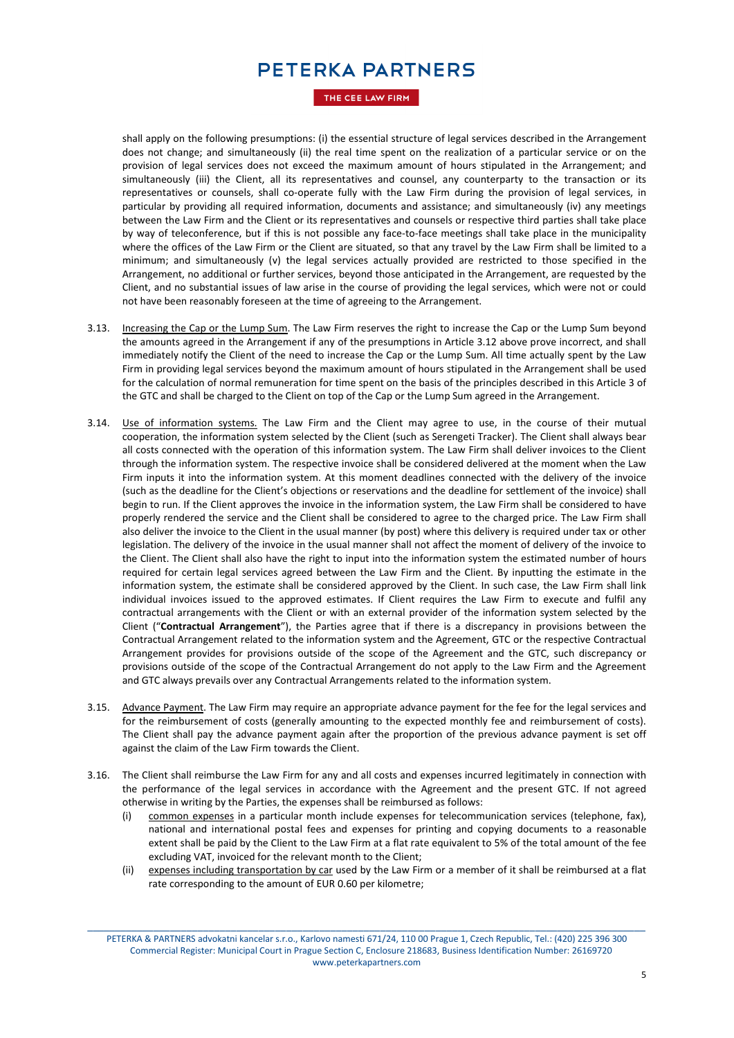shall apply on the following presumptions: (i) the essential structure of legal services described in the Arrangement does not change; and simultaneously (ii) the real time spent on the realization of a particular service or on the provision of legal services does not exceed the maximum amount of hours stipulated in the Arrangement; and simultaneously (iii) the Client, all its representatives and counsel, any counterparty to the transaction or its representatives or counsels, shall co-operate fully with the Law Firm during the provision of legal services, in particular by providing all required information, documents and assistance; and simultaneously (iv) any meetings between the Law Firm and the Client or its representatives and counsels or respective third parties shall take place by way of teleconference, but if this is not possible any face-to-face meetings shall take place in the municipality where the offices of the Law Firm or the Client are situated, so that any travel by the Law Firm shall be limited to a minimum; and simultaneously (v) the legal services actually provided are restricted to those specified in the Arrangement, no additional or further services, beyond those anticipated in the Arrangement, are requested by the Client, and no substantial issues of law arise in the course of providing the legal services, which were not or could not have been reasonably foreseen at the time of agreeing to the Arrangement.

3.13. Increasing the Cap or the Lump Sum. The Law Firm reserves the right to increase the Cap or the Lump Sum beyond the amounts agreed in the Arrangement if any of the presumptions in Article 3.12 above prove incorrect, and shall immediately notify the Client of the need to increase the Cap or the Lump Sum. All time actually spent by the Law Firm in providing legal services beyond the maximum amount of hours stipulated in the Arrangement shall be used for the calculation of normal remuneration for time spent on the basis of the principles described in this Article 3 of the GTC and shall be charged to the Client on top of the Cap or the Lump Sum agreed in the Arrangement.

3.14. Use of information systems. The Law Firm and the Client may agree to use, in the course of their mutual cooperation, the information system selected by the Client (such as Serengeti Tracker). The Client shall always bear all costs connected with the operation of this information system. The Law Firm shall deliver invoices to the Client through the information system. The respective invoice shall be considered delivered at the moment when the Law Firm inputs it into the information system. At this moment deadlines connected with the delivery of the invoice (such as the deadline for the Client's objections or reservations and the deadline for settlement of the invoice) shall begin to run. If the Client approves the invoice in the information system, the Law Firm shall be considered to have properly rendered the service and the Client shall be considered to agree to the charged price. The Law Firm shall also deliver the invoice to the Client in the usual manner (by post) where this delivery is required under tax or other legislation. The delivery of the invoice in the usual manner shall not affect the moment of delivery of the invoice to the Client. The Client shall also have the right to input into the information system the estimated number of hours required for certain legal services agreed between the Law Firm and the Client. By inputting the estimate in the information system, the estimate shall be considered approved by the Client. In such case, the Law Firm shall link individual invoices issued to the approved estimates. If Client requires the Law Firm to execute and fulfil any contractual arrangements with the Client or with an external provider of the information system selected by the Client ("**Contractual Arrangement**"), the Parties agree that if there is a discrepancy in provisions between the Contractual Arrangement related to the information system and the Agreement, GTC or the respective Contractual Arrangement provides for provisions outside of the scope of the Agreement and the GTC, such discrepancy or provisions outside of the scope of the Contractual Arrangement do not apply to the Law Firm and the Agreement and GTC always prevails over any Contractual Arrangements related to the information system.

3.15. Advance Payment. The Law Firm may require an appropriate advance payment for the fee for the legal services and for the reimbursement of costs (generally amounting to the expected monthly fee and reimbursement of costs). The Client shall pay the advance payment again after the proportion of the previous advance payment is set off against the claim of the Law Firm towards the Client.

3.16. The Client shall reimburse the Law Firm for any and all costs and expenses incurred legitimately in connection with the performance of the legal services in accordance with the Agreement and the present GTC. If not agreed otherwise in writing by the Parties, the expenses shall be reimbursed as follows:

(i) common expenses in a particular month include expenses for telecommunication services (telephone, fax), national and international postal fees and expenses for printing and copying documents to a reasonable extent shall be paid by the Client to the Law Firm at a flat rate equivalent to 5% of the total amount of the fee excluding VAT, invoiced for the relevant month to the Client;

(ii) expenses including transportation by car used by the Law Firm or a member of it shall be reimbursed at a flat rate corresponding to the amount of EUR 0.60 per kilometre;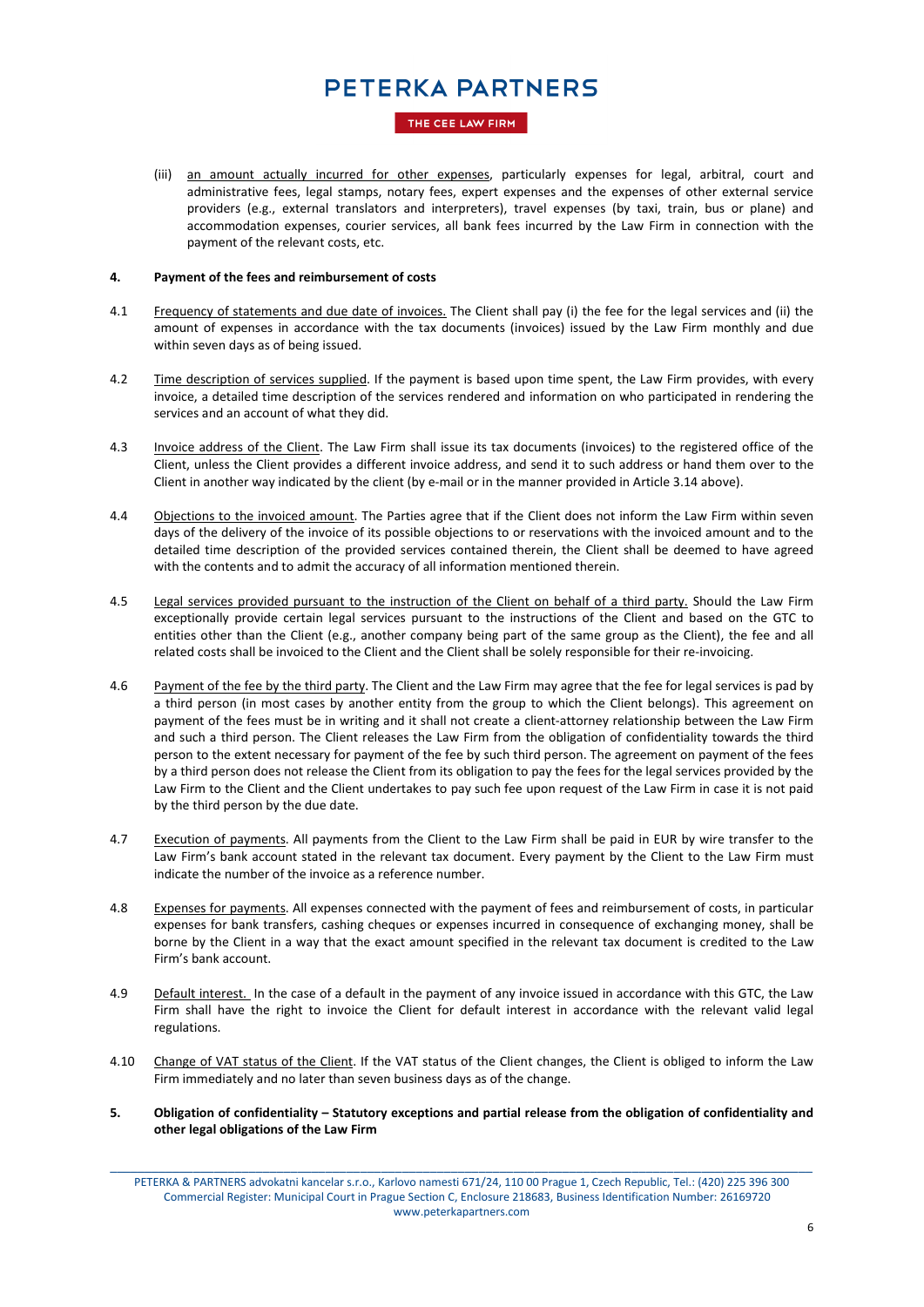(iii) an amount actually incurred for other expenses, particularly expenses for legal, arbitral, court and administrative fees, legal stamps, notary fees, expert expenses and the expenses of other external service providers (e.g., external translators and interpreters), travel expenses (by taxi, train, bus or plane) and accommodation expenses, courier services, all bank fees incurred by the Law Firm in connection with the payment of the relevant costs, etc.

**4. Payment of the fees and reimbursement of costs**

4.1 Frequency of statements and due date of invoices. The Client shall pay (i) the fee for the legal services and (ii) the amount of expenses in accordance with the tax documents (invoices) issued by the Law Firm monthly and due within seven days as of being issued.

4.2 Time description of services supplied. If the payment is based upon time spent, the Law Firm provides, with every invoice, a detailed time description of the services rendered and information on who participated in rendering the services and an account of what they did.

4.3 Invoice address of the Client. The Law Firm shall issue its tax documents (invoices) to the registered office of the Client, unless the Client provides a different invoice address, and send it to such address or hand them over to the Client in another way indicated by the client (by e-mail or in the manner provided in Article 3.14 above).

4.4 Objections to the invoiced amount. The Parties agree that if the Client does not inform the Law Firm within seven days of the delivery of the invoice of its possible objections to or reservations with the invoiced amount and to the detailed time description of the provided services contained therein, the Client shall be deemed to have agreed with the contents and to admit the accuracy of all information mentioned therein.

4.5 Legal services provided pursuant to the instruction of the Client on behalf of a third party. Should the Law Firm exceptionally provide certain legal services pursuant to the instructions of the Client and based on the GTC to entities other than the Client (e.g., another company being part of the same group as the Client), the fee and all related costs shall be invoiced to the Client and the Client shall be solely responsible for their re-invoicing.

4.6 Payment of the fee by the third party. The Client and the Law Firm may agree that the fee for legal services is pad by a third person (in most cases by another entity from the group to which the Client belongs). This agreement on payment of the fees must be in writing and it shall not create a client-attorney relationship between the Law Firm and such a third person. The Client releases the Law Firm from the obligation of confidentiality towards the third person to the extent necessary for payment of the fee by such third person. The agreement on payment of the fees by a third person does not release the Client from its obligation to pay the fees for the legal services provided by the Law Firm to the Client and the Client undertakes to pay such fee upon request of the Law Firm in case it is not paid by the third person by the due date.

4.7 Execution of payments. All payments from the Client to the Law Firm shall be paid in EUR by wire transfer to the Law Firm's bank account stated in the relevant tax document. Every payment by the Client to the Law Firm must indicate the number of the invoice as a reference number.

4.8 Expenses for payments. All expenses connected with the payment of fees and reimbursement of costs, in particular expenses for bank transfers, cashing cheques or expenses incurred in consequence of exchanging money, shall be borne by the Client in a way that the exact amount specified in the relevant tax document is credited to the Law Firm's bank account.

4.9 Default interest. In the case of a default in the payment of any invoice issued in accordance with this GTC, the Law Firm shall have the right to invoice the Client for default interest in accordance with the relevant valid legal regulations.

4.10 Change of VAT status of the Client. If the VAT status of the Client changes, the Client is obliged to inform the Law Firm immediately and no later than seven business days as of the change.

**5. Obligation of confidentiality – Statutory exceptions and partial release from the obligation of confidentiality and other legal obligations of the Law Firm**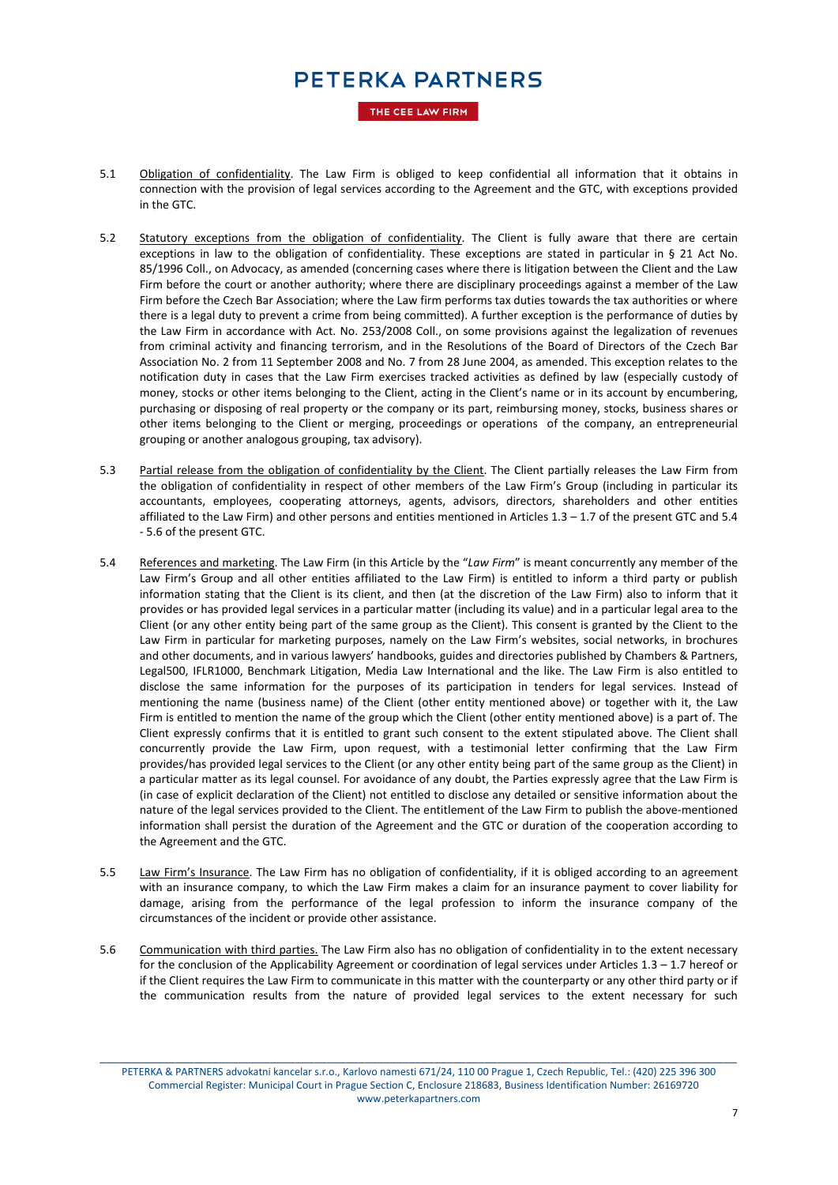5.1 Obligation of confidentiality. The Law Firm is obliged to keep confidential all information that it obtains in connection with the provision of legal services according to the Agreement and the GTC, with exceptions provided in the GTC.

5.2 Statutory exceptions from the obligation of confidentiality. The Client is fully aware that there are certain exceptions in law to the obligation of confidentiality. These exceptions are stated in particular in § 21 Act No. 85/1996 Coll., on Advocacy, as amended (concerning cases where there is litigation between the Client and the Law Firm before the court or another authority; where there are disciplinary proceedings against a member of the Law Firm before the Czech Bar Association; where the Law firm performs tax duties towards the tax authorities or where there is a legal duty to prevent a crime from being committed). A further exception is the performance of duties by the Law Firm in accordance with Act. No. 253/2008 Coll., on some provisions against the legalization of revenues from criminal activity and financing terrorism, and in the Resolutions of the Board of Directors of the Czech Bar Association No. 2 from 11 September 2008 and No. 7 from 28 June 2004, as amended. This exception relates to the notification duty in cases that the Law Firm exercises tracked activities as defined by law (especially custody of money, stocks or other items belonging to the Client, acting in the Client's name or in its account by encumbering, purchasing or disposing of real property or the company or its part, reimbursing money, stocks, business shares or other items belonging to the Client or merging, proceedings or operations of the company, an entrepreneurial grouping or another analogous grouping, tax advisory).

5.3 Partial release from the obligation of confidentiality by the Client. The Client partially releases the Law Firm from the obligation of confidentiality in respect of other members of the Law Firm's Group (including in particular its accountants, employees, cooperating attorneys, agents, advisors, directors, shareholders and other entities affiliated to the Law Firm) and other persons and entities mentioned in Articles 1.3 – 1.7 of the present GTC and 5.4 - 5.6 of the present GTC.

5.4 References and marketing. The Law Firm (in this Article by the "*Law Firm*" is meant concurrently any member of the Law Firm's Group and all other entities affiliated to the Law Firm) is entitled to inform a third party or publish information stating that the Client is its client, and then (at the discretion of the Law Firm) also to inform that it provides or has provided legal services in a particular matter (including its value) and in a particular legal area to the Client (or any other entity being part of the same group as the Client). This consent is granted by the Client to the Law Firm in particular for marketing purposes, namely on the Law Firm's websites, social networks, in brochures and other documents, and in various lawyers' handbooks, guides and directories published by Chambers & Partners, Legal500, IFLR1000, Benchmark Litigation, Media Law International and the like. The Law Firm is also entitled to disclose the same information for the purposes of its participation in tenders for legal services. Instead of mentioning the name (business name) of the Client (other entity mentioned above) or together with it, the Law Firm is entitled to mention the name of the group which the Client (other entity mentioned above) is a part of. The Client expressly confirms that it is entitled to grant such consent to the extent stipulated above. The Client shall concurrently provide the Law Firm, upon request, with a testimonial letter confirming that the Law Firm provides/has provided legal services to the Client (or any other entity being part of the same group as the Client) in a particular matter as its legal counsel. For avoidance of any doubt, the Parties expressly agree that the Law Firm is (in case of explicit declaration of the Client) not entitled to disclose any detailed or sensitive information about the nature of the legal services provided to the Client. The entitlement of the Law Firm to publish the above-mentioned information shall persist the duration of the Agreement and the GTC or duration of the cooperation according to the Agreement and the GTC.

5.5 Law Firm's Insurance. The Law Firm has no obligation of confidentiality, if it is obliged according to an agreement with an insurance company, to which the Law Firm makes a claim for an insurance payment to cover liability for damage, arising from the performance of the legal profession to inform the insurance company of the circumstances of the incident or provide other assistance.

5.6 Communication with third parties. The Law Firm also has no obligation of confidentiality in to the extent necessary for the conclusion of the Applicability Agreement or coordination of legal services under Articles 1.3 – 1.7 hereof or if the Client requires the Law Firm to communicate in this matter with the counterparty or any other third party or if the communication results from the nature of provided legal services to the extent necessary for such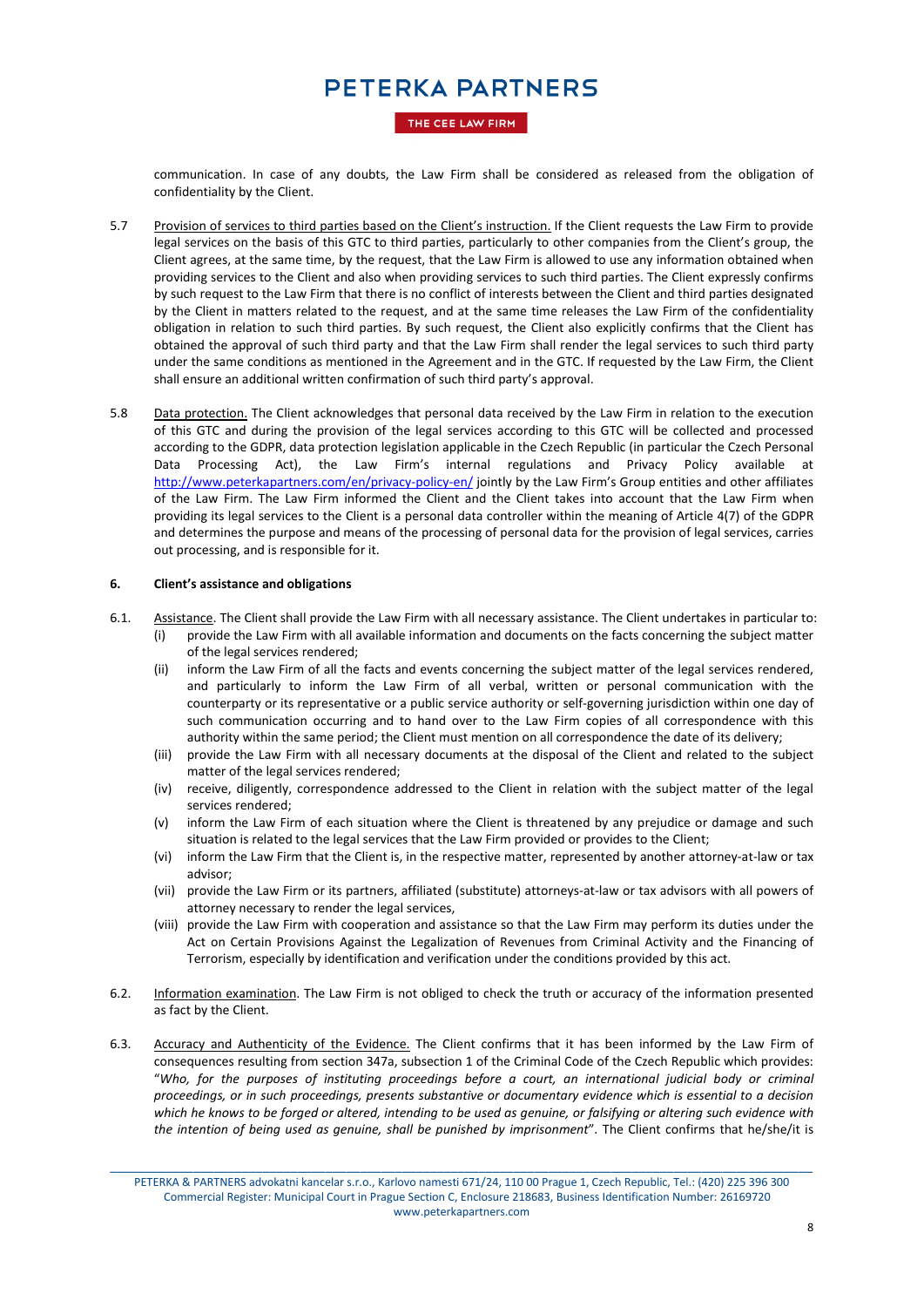communication. In case of any doubts, the Law Firm shall be considered as released from the obligation of confidentiality by the Client.

5.7 Provision of services to third parties based on the Client's instruction. If the Client requests the Law Firm to provide legal services on the basis of this GTC to third parties, particularly to other companies from the Client's group, the Client agrees, at the same time, by the request, that the Law Firm is allowed to use any information obtained when providing services to the Client and also when providing services to such third parties. The Client expressly confirms by such request to the Law Firm that there is no conflict of interests between the Client and third parties designated by the Client in matters related to the request, and at the same time releases the Law Firm of the confidentiality obligation in relation to such third parties. By such request, the Client also explicitly confirms that the Client has obtained the approval of such third party and that the Law Firm shall render the legal services to such third party under the same conditions as mentioned in the Agreement and in the GTC. If requested by the Law Firm, the Client shall ensure an additional written confirmation of such third party's approval.

5.8 Data protection. The Client acknowledges that personal data received by the Law Firm in relation to the execution of this GTC and during the provision of the legal services according to this GTC will be collected and processed according to the GDPR, data protection legislation applicable in the Czech Republic (in particular the Czech Personal Data Processing Act), the Law Firm's internal regulations and Privacy Policy available at http://www.peterkapartners.com/en/privacy-policy-en/ jointly by the Law Firm's Group entities and other affiliates of the Law Firm. The Law Firm informed the Client and the Client takes into account that the Law Firm when providing its legal services to the Client is a personal data controller within the meaning of Article 4(7) of the GDPR and determines the purpose and means of the processing of personal data for the provision of legal services, carries out processing, and is responsible for it.

## 6. Client's assistance and obligations

6.1. Assistance. The Client shall provide the Law Firm with all necessary assistance. The Client undertakes in particular to:

(i) provide the Law Firm with all available information and documents on the facts concerning the subject matter of the legal services rendered;

(ii) inform the Law Firm of all the facts and events concerning the subject matter of the legal services rendered, and particularly to inform the Law Firm of all verbal, written or personal communication with the counterparty or its representative or a public service authority or self-governing jurisdiction within one day of such communication occurring and to hand over to the Law Firm copies of all correspondence with this authority within the same period; the Client must mention on all correspondence the date of its delivery;

(iii) provide the Law Firm with all necessary documents at the disposal of the Client and related to the subject matter of the legal services rendered;

(iv) receive, diligently, correspondence addressed to the Client in relation with the subject matter of the legal services rendered;

(v) inform the Law Firm of each situation where the Client is threatened by any prejudice or damage and such situation is related to the legal services that the Law Firm provided or provides to the Client;

(vi) inform the Law Firm that the Client is, in the respective matter, represented by another attorney-at-law or tax advisor;

(vii) provide the Law Firm or its partners, affiliated (substitute) attorneys-at-law or tax advisors with all powers of attorney necessary to render the legal services,

(viii) provide the Law Firm with cooperation and assistance so that the Law Firm may perform its duties under the Act on Certain Provisions Against the Legalization of Revenues from Criminal Activity and the Financing of Terrorism, especially by identification and verification under the conditions provided by this act.

6.2. Information examination. The Law Firm is not obliged to check the truth or accuracy of the information presented as fact by the Client.

6.3. Accuracy and Authenticity of the Evidence. The Client confirms that it has been informed by the Law Firm of consequences resulting from section 347a, subsection 1 of the Criminal Code of the Czech Republic which provides: "*Who, for the purposes of instituting proceedings before a court, an international judicial body or criminal proceedings, or in such proceedings, presents substantive or documentary evidence which is essential to a decision which he knows to be forged or altered, intending to be used as genuine, or falsifying or altering such evidence with the intention of being used as genuine, shall be punished by imprisonment*". The Client confirms that he/she/it is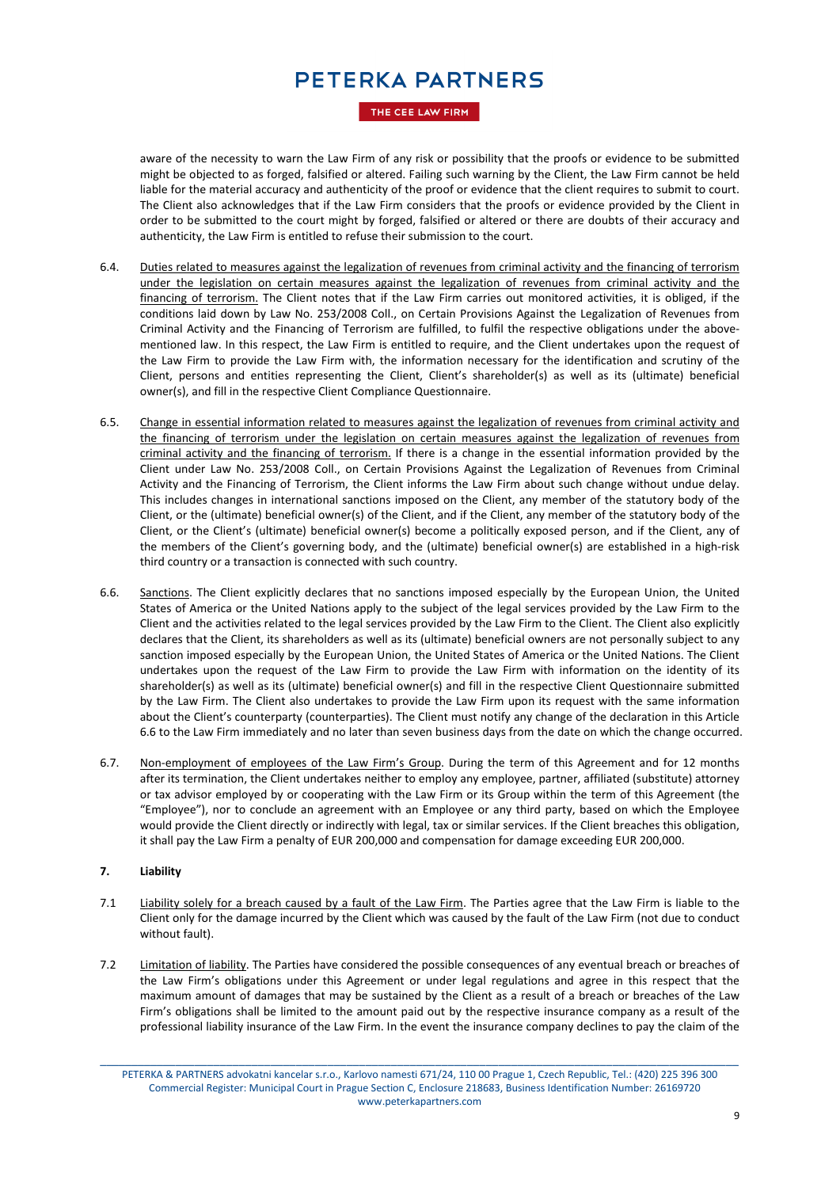aware of the necessity to warn the Law Firm of any risk or possibility that the proofs or evidence to be submitted might be objected to as forged, falsified or altered. Failing such warning by the Client, the Law Firm cannot be held liable for the material accuracy and authenticity of the proof or evidence that the client requires to submit to court. The Client also acknowledges that if the Law Firm considers that the proofs or evidence provided by the Client in order to be submitted to the court might by forged, falsified or altered or there are doubts of their accuracy and authenticity, the Law Firm is entitled to refuse their submission to the court.

6.4. Duties related to measures against the legalization of revenues from criminal activity and the financing of terrorism under the legislation on certain measures against the legalization of revenues from criminal activity and the financing of terrorism. The Client notes that if the Law Firm carries out monitored activities, it is obliged, if the conditions laid down by Law No. 253/2008 Coll., on Certain Provisions Against the Legalization of Revenues from Criminal Activity and the Financing of Terrorism are fulfilled, to fulfil the respective obligations under the above-mentioned law. In this respect, the Law Firm is entitled to require, and the Client undertakes upon the request of the Law Firm to provide the Law Firm with, the information necessary for the identification and scrutiny of the Client, persons and entities representing the Client, Client's shareholder(s) as well as its (ultimate) beneficial owner(s), and fill in the respective Client Compliance Questionnaire.

6.5. Change in essential information related to measures against the legalization of revenues from criminal activity and the financing of terrorism under the legislation on certain measures against the legalization of revenues from criminal activity and the financing of terrorism. If there is a change in the essential information provided by the Client under Law No. 253/2008 Coll., on Certain Provisions Against the Legalization of Revenues from Criminal Activity and the Financing of Terrorism, the Client informs the Law Firm about such change without undue delay. This includes changes in international sanctions imposed on the Client, any member of the statutory body of the Client, or the (ultimate) beneficial owner(s) of the Client, and if the Client, any member of the statutory body of the Client, or the Client's (ultimate) beneficial owner(s) become a politically exposed person, and if the Client, any of the members of the Client's governing body, and the (ultimate) beneficial owner(s) are established in a high-risk third country or a transaction is connected with such country.

6.6. Sanctions. The Client explicitly declares that no sanctions imposed especially by the European Union, the United States of America or the United Nations apply to the subject of the legal services provided by the Law Firm to the Client and the activities related to the legal services provided by the Law Firm to the Client. The Client also explicitly declares that the Client, its shareholders as well as its (ultimate) beneficial owners are not personally subject to any sanction imposed especially by the European Union, the United States of America or the United Nations. The Client undertakes upon the request of the Law Firm to provide the Law Firm with information on the identity of its shareholder(s) as well as its (ultimate) beneficial owner(s) and fill in the respective Client Questionnaire submitted by the Law Firm. The Client also undertakes to provide the Law Firm upon its request with the same information about the Client's counterparty (counterparties). The Client must notify any change of the declaration in this Article 6.6 to the Law Firm immediately and no later than seven business days from the date on which the change occurred.

6.7. Non-employment of employees of the Law Firm's Group. During the term of this Agreement and for 12 months after its termination, the Client undertakes neither to employ any employee, partner, affiliated (substitute) attorney or tax advisor employed by or cooperating with the Law Firm or its Group within the term of this Agreement (the "Employee"), nor to conclude an agreement with an Employee or any third party, based on which the Employee would provide the Client directly or indirectly with legal, tax or similar services. If the Client breaches this obligation, it shall pay the Law Firm a penalty of EUR 200,000 and compensation for damage exceeding EUR 200,000.

## 7. Liability

7.1 Liability solely for a breach caused by a fault of the Law Firm. The Parties agree that the Law Firm is liable to the Client only for the damage incurred by the Client which was caused by the fault of the Law Firm (not due to conduct without fault).

7.2 Limitation of liability. The Parties have considered the possible consequences of any eventual breach or breaches of the Law Firm's obligations under this Agreement or under legal regulations and agree in this respect that the maximum amount of damages that may be sustained by the Client as a result of a breach or breaches of the Law Firm's obligations shall be limited to the amount paid out by the respective insurance company as a result of the professional liability insurance of the Law Firm. In the event the insurance company declines to pay the claim of the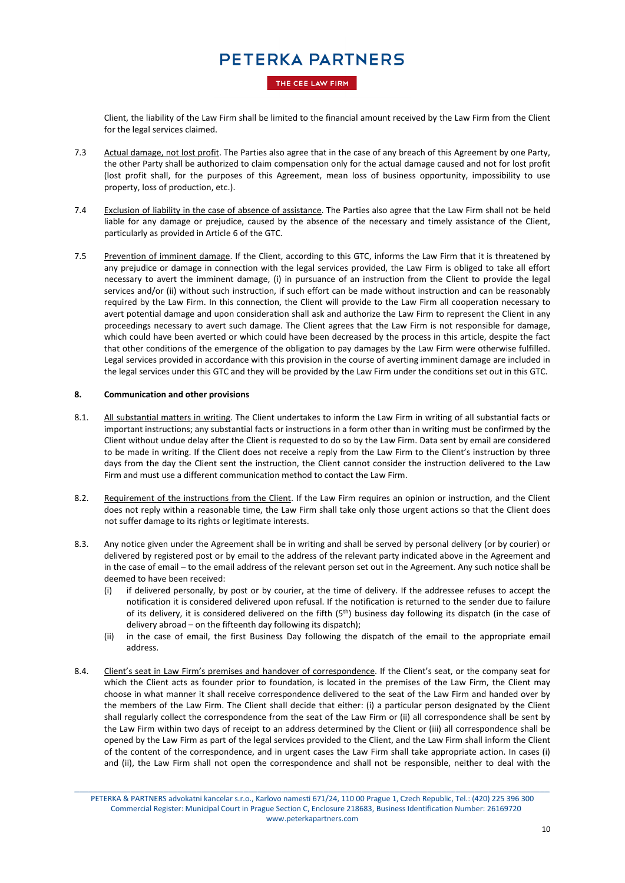Client, the liability of the Law Firm shall be limited to the financial amount received by the Law Firm from the Client for the legal services claimed.

7.3 Actual damage, not lost profit. The Parties also agree that in the case of any breach of this Agreement by one Party, the other Party shall be authorized to claim compensation only for the actual damage caused and not for lost profit (lost profit shall, for the purposes of this Agreement, mean loss of business opportunity, impossibility to use property, loss of production, etc.).

7.4 Exclusion of liability in the case of absence of assistance. The Parties also agree that the Law Firm shall not be held liable for any damage or prejudice, caused by the absence of the necessary and timely assistance of the Client, particularly as provided in Article 6 of the GTC.

7.5 Prevention of imminent damage. If the Client, according to this GTC, informs the Law Firm that it is threatened by any prejudice or damage in connection with the legal services provided, the Law Firm is obliged to take all effort necessary to avert the imminent damage, (i) in pursuance of an instruction from the Client to provide the legal services and/or (ii) without such instruction, if such effort can be made without instruction and can be reasonably required by the Law Firm. In this connection, the Client will provide to the Law Firm all cooperation necessary to avert potential damage and upon consideration shall ask and authorize the Law Firm to represent the Client in any proceedings necessary to avert such damage. The Client agrees that the Law Firm is not responsible for damage, which could have been averted or which could have been decreased by the process in this article, despite the fact that other conditions of the emergence of the obligation to pay damages by the Law Firm were otherwise fulfilled. Legal services provided in accordance with this provision in the course of averting imminent damage are included in the legal services under this GTC and they will be provided by the Law Firm under the conditions set out in this GTC.

**8. Communication and other provisions**

8.1. All substantial matters in writing. The Client undertakes to inform the Law Firm in writing of all substantial facts or important instructions; any substantial facts or instructions in a form other than in writing must be confirmed by the Client without undue delay after the Client is requested to do so by the Law Firm. Data sent by email are considered to be made in writing. If the Client does not receive a reply from the Law Firm to the Client's instruction by three days from the day the Client sent the instruction, the Client cannot consider the instruction delivered to the Law Firm and must use a different communication method to contact the Law Firm.

8.2. Requirement of the instructions from the Client. If the Law Firm requires an opinion or instruction, and the Client does not reply within a reasonable time, the Law Firm shall take only those urgent actions so that the Client does not suffer damage to its rights or legitimate interests.

8.3. Any notice given under the Agreement shall be in writing and shall be served by personal delivery (or by courier) or delivered by registered post or by email to the address of the relevant party indicated above in the Agreement and in the case of email – to the email address of the relevant person set out in the Agreement. Any such notice shall be deemed to have been received:

(i) if delivered personally, by post or by courier, at the time of delivery. If the addressee refuses to accept the notification it is considered delivered upon refusal. If the notification is returned to the sender due to failure of its delivery, it is considered delivered on the fifth (5th) business day following its dispatch (in the case of delivery abroad – on the fifteenth day following its dispatch);

(ii) in the case of email, the first Business Day following the dispatch of the email to the appropriate email address.

8.4. Client's seat in Law Firm's premises and handover of correspondence. If the Client's seat, or the company seat for which the Client acts as founder prior to foundation, is located in the premises of the Law Firm, the Client may choose in what manner it shall receive correspondence delivered to the seat of the Law Firm and handed over by the members of the Law Firm. The Client shall decide that either: (i) a particular person designated by the Client shall regularly collect the correspondence from the seat of the Law Firm or (ii) all correspondence shall be sent by the Law Firm within two days of receipt to an address determined by the Client or (iii) all correspondence shall be opened by the Law Firm as part of the legal services provided to the Client, and the Law Firm shall inform the Client of the content of the correspondence, and in urgent cases the Law Firm shall take appropriate action. In cases (i) and (ii), the Law Firm shall not open the correspondence and shall not be responsible, neither to deal with the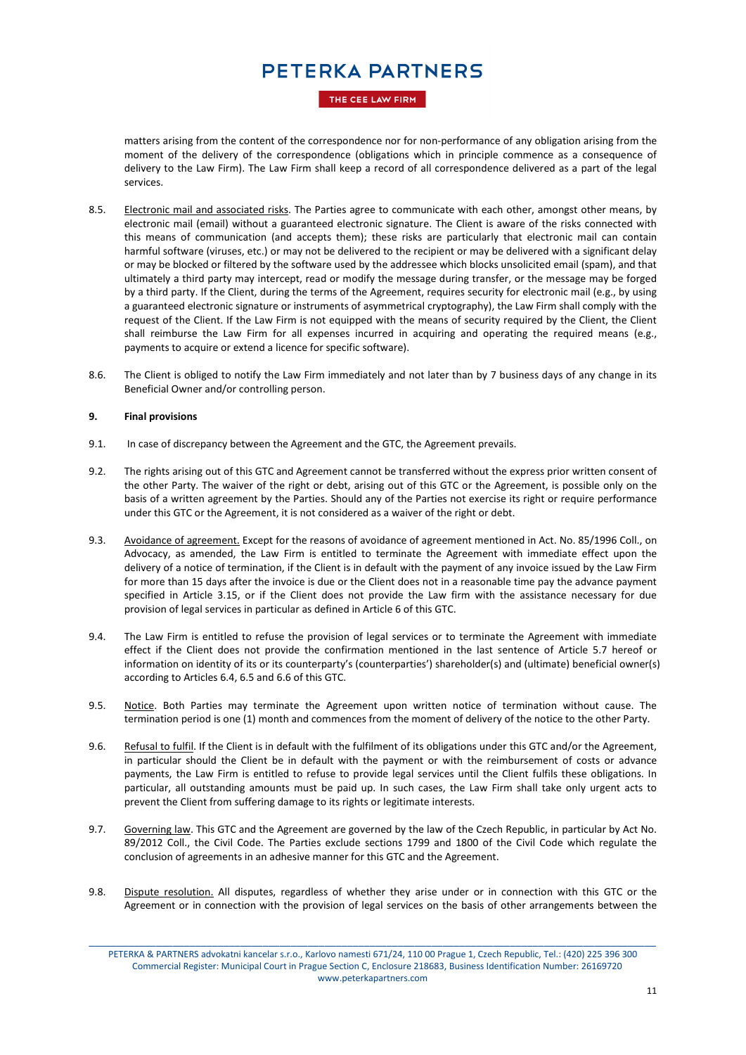matters arising from the content of the correspondence nor for non-performance of any obligation arising from the moment of the delivery of the correspondence (obligations which in principle commence as a consequence of delivery to the Law Firm). The Law Firm shall keep a record of all correspondence delivered as a part of the legal services.

8.5. Electronic mail and associated risks. The Parties agree to communicate with each other, amongst other means, by electronic mail (email) without a guaranteed electronic signature. The Client is aware of the risks connected with this means of communication (and accepts them); these risks are particularly that electronic mail can contain harmful software (viruses, etc.) or may not be delivered to the recipient or may be delivered with a significant delay or may be blocked or filtered by the software used by the addressee which blocks unsolicited email (spam), and that ultimately a third party may intercept, read or modify the message during transfer, or the message may be forged by a third party. If the Client, during the terms of the Agreement, requires security for electronic mail (e.g., by using a guaranteed electronic signature or instruments of asymmetrical cryptography), the Law Firm shall comply with the request of the Client. If the Law Firm is not equipped with the means of security required by the Client, the Client shall reimburse the Law Firm for all expenses incurred in acquiring and operating the required means (e.g., payments to acquire or extend a licence for specific software).

8.6. The Client is obliged to notify the Law Firm immediately and not later than by 7 business days of any change in its Beneficial Owner and/or controlling person.

**9. Final provisions**

9.1. In case of discrepancy between the Agreement and the GTC, the Agreement prevails.

9.2. The rights arising out of this GTC and Agreement cannot be transferred without the express prior written consent of the other Party. The waiver of the right or debt, arising out of this GTC or the Agreement, is possible only on the basis of a written agreement by the Parties. Should any of the Parties not exercise its right or require performance under this GTC or the Agreement, it is not considered as a waiver of the right or debt.

9.3. Avoidance of agreement. Except for the reasons of avoidance of agreement mentioned in Act. No. 85/1996 Coll., on Advocacy, as amended, the Law Firm is entitled to terminate the Agreement with immediate effect upon the delivery of a notice of termination, if the Client is in default with the payment of any invoice issued by the Law Firm for more than 15 days after the invoice is due or the Client does not in a reasonable time pay the advance payment specified in Article 3.15, or if the Client does not provide the Law firm with the assistance necessary for due provision of legal services in particular as defined in Article 6 of this GTC.

9.4. The Law Firm is entitled to refuse the provision of legal services or to terminate the Agreement with immediate effect if the Client does not provide the confirmation mentioned in the last sentence of Article 5.7 hereof or information on identity of its or its counterparty's (counterparties') shareholder(s) and (ultimate) beneficial owner(s) according to Articles 6.4, 6.5 and 6.6 of this GTC.

9.5. Notice. Both Parties may terminate the Agreement upon written notice of termination without cause. The termination period is one (1) month and commences from the moment of delivery of the notice to the other Party.

9.6. Refusal to fulfil. If the Client is in default with the fulfilment of its obligations under this GTC and/or the Agreement, in particular should the Client be in default with the payment or with the reimbursement of costs or advance payments, the Law Firm is entitled to refuse to provide legal services until the Client fulfils these obligations. In particular, all outstanding amounts must be paid up. In such cases, the Law Firm shall take only urgent acts to prevent the Client from suffering damage to its rights or legitimate interests.

9.7. Governing law. This GTC and the Agreement are governed by the law of the Czech Republic, in particular by Act No. 89/2012 Coll., the Civil Code. The Parties exclude sections 1799 and 1800 of the Civil Code which regulate the conclusion of agreements in an adhesive manner for this GTC and the Agreement.

9.8. Dispute resolution. All disputes, regardless of whether they arise under or in connection with this GTC or the Agreement or in connection with the provision of legal services on the basis of other arrangements between the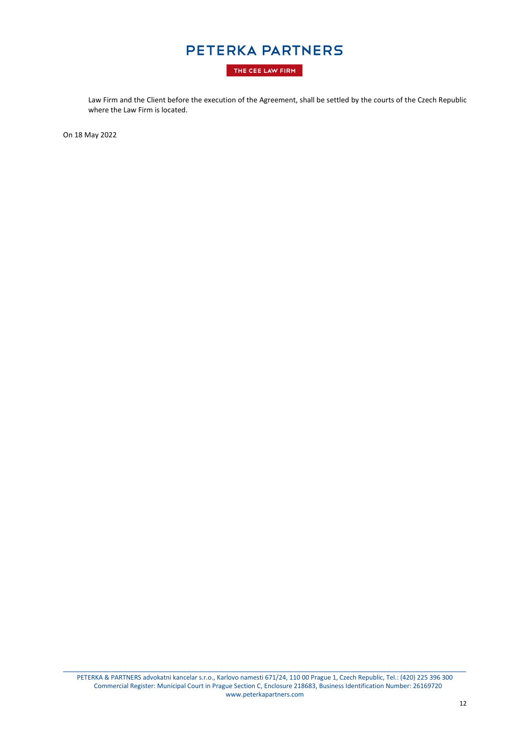Law Firm and the Client before the execution of the Agreement, shall be settled by the courts of the Czech Republic where the Law Firm is located.

On 18 May 2022